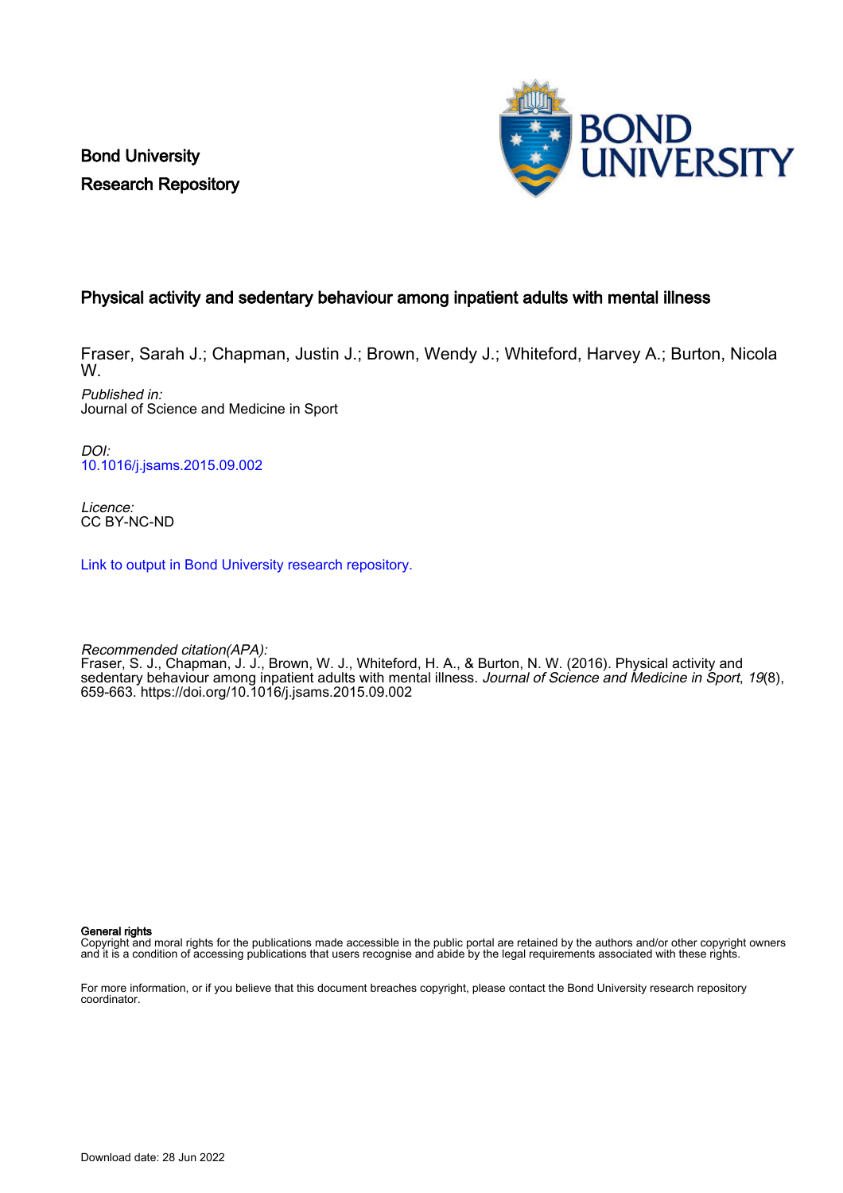Bond University
Research Repository

# Physical activity and sedentary behaviour among inpatient adults with mental illness

Fraser, Sarah J.; Chapman, Justin J.; Brown, Wendy J.; Whiteford, Harvey A.; Burton, Nicola W.

*Published in:*
Journal of Science and Medicine in Sport

*DOI:*
10.1016/j.jsams.2015.09.002

*Licence:*
CC BY-NC-ND

Link to output in Bond University research repository.

*Recommended citation(APA):*
Fraser, S. J., Chapman, J. J., Brown, W. J., Whiteford, H. A., & Burton, N. W. (2016). Physical activity and sedentary behaviour among inpatient adults with mental illness. *Journal of Science and Medicine in Sport*, *19*(8), 659-663. https://doi.org/10.1016/j.jsams.2015.09.002

**General rights**
Copyright and moral rights for the publications made accessible in the public portal are retained by the authors and/or other copyright owners and it is a condition of accessing publications that users recognise and abide by the legal requirements associated with these rights.

For more information, or if you believe that this document breaches copyright, please contact the Bond University research repository coordinator.

Download date: 28 Jun 2022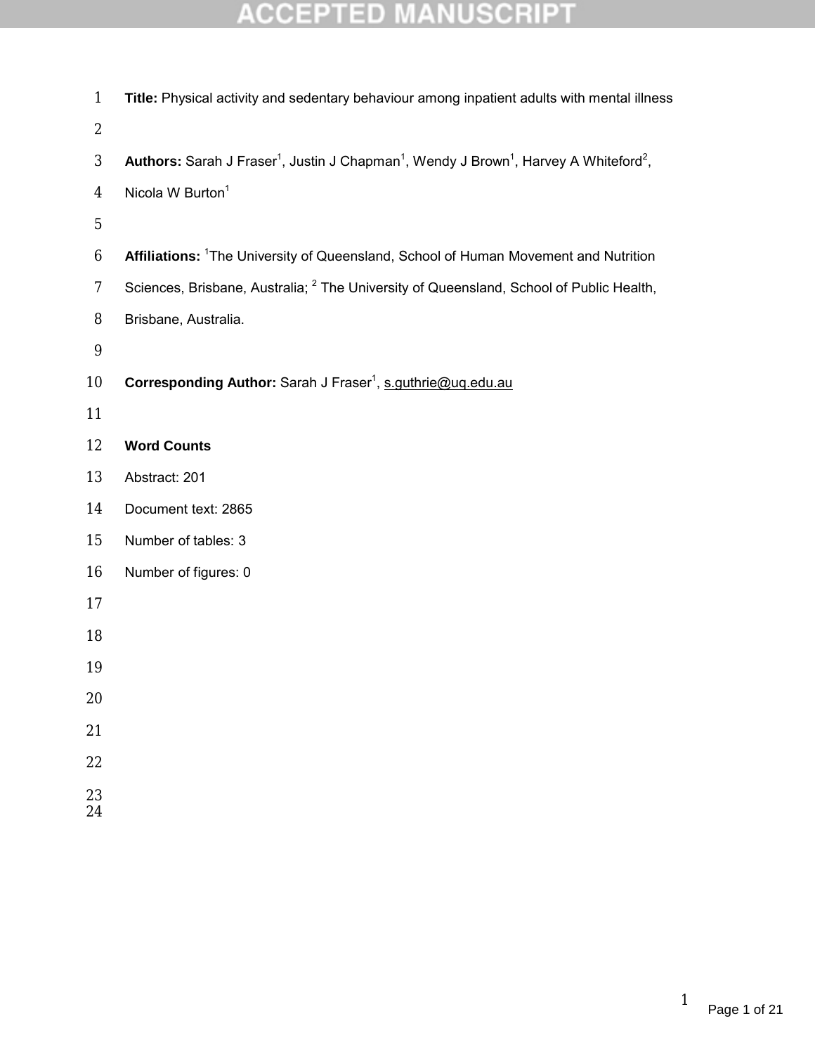**Title:** Physical activity and sedentary behaviour among inpatient adults with mental illness

**Authors:** Sarah J Fraser[1], Justin J Chapman[1], Wendy J Brown[1], Harvey A Whiteford[2], Nicola W Burton[1]

**Affiliations:** [1]The University of Queensland, School of Human Movement and Nutrition Sciences, Brisbane, Australia; [2] The University of Queensland, School of Public Health, Brisbane, Australia.

**Corresponding Author:** Sarah J Fraser[1], s.guthrie@uq.edu.au

**Word Counts**

Abstract: 201

Document text: 2865

Number of tables: 3

Number of figures: 0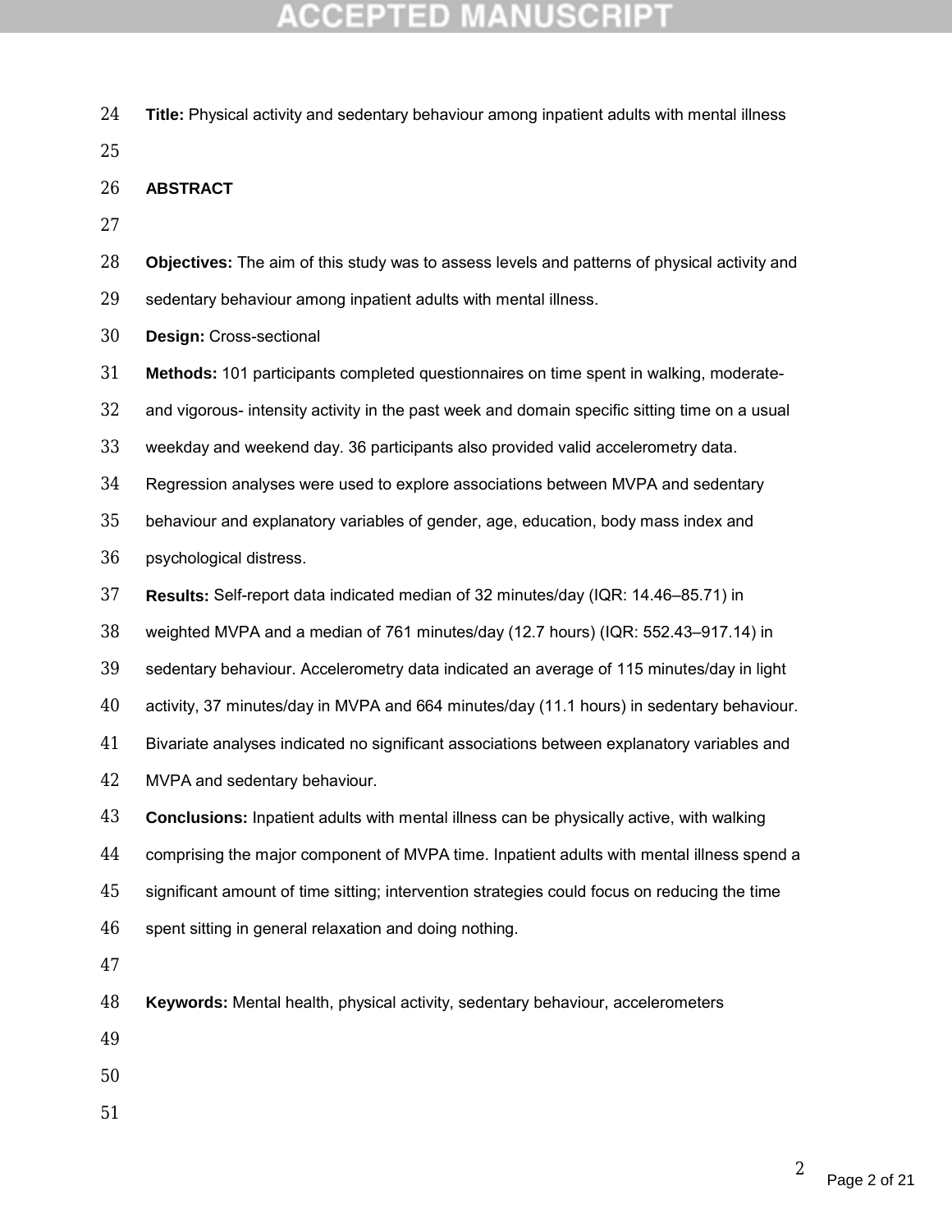**Title:** Physical activity and sedentary behaviour among inpatient adults with mental illness

**ABSTRACT**

**Objectives:** The aim of this study was to assess levels and patterns of physical activity and sedentary behaviour among inpatient adults with mental illness.

**Design:** Cross-sectional

**Methods:** 101 participants completed questionnaires on time spent in walking, moderate- and vigorous- intensity activity in the past week and domain specific sitting time on a usual weekday and weekend day. 36 participants also provided valid accelerometry data. Regression analyses were used to explore associations between MVPA and sedentary behaviour and explanatory variables of gender, age, education, body mass index and psychological distress.

**Results:** Self-report data indicated median of 32 minutes/day (IQR: 14.46–85.71) in weighted MVPA and a median of 761 minutes/day (12.7 hours) (IQR: 552.43–917.14) in sedentary behaviour. Accelerometry data indicated an average of 115 minutes/day in light activity, 37 minutes/day in MVPA and 664 minutes/day (11.1 hours) in sedentary behaviour. Bivariate analyses indicated no significant associations between explanatory variables and MVPA and sedentary behaviour.

**Conclusions:** Inpatient adults with mental illness can be physically active, with walking comprising the major component of MVPA time. Inpatient adults with mental illness spend a significant amount of time sitting; intervention strategies could focus on reducing the time spent sitting in general relaxation and doing nothing.

**Keywords:** Mental health, physical activity, sedentary behaviour, accelerometers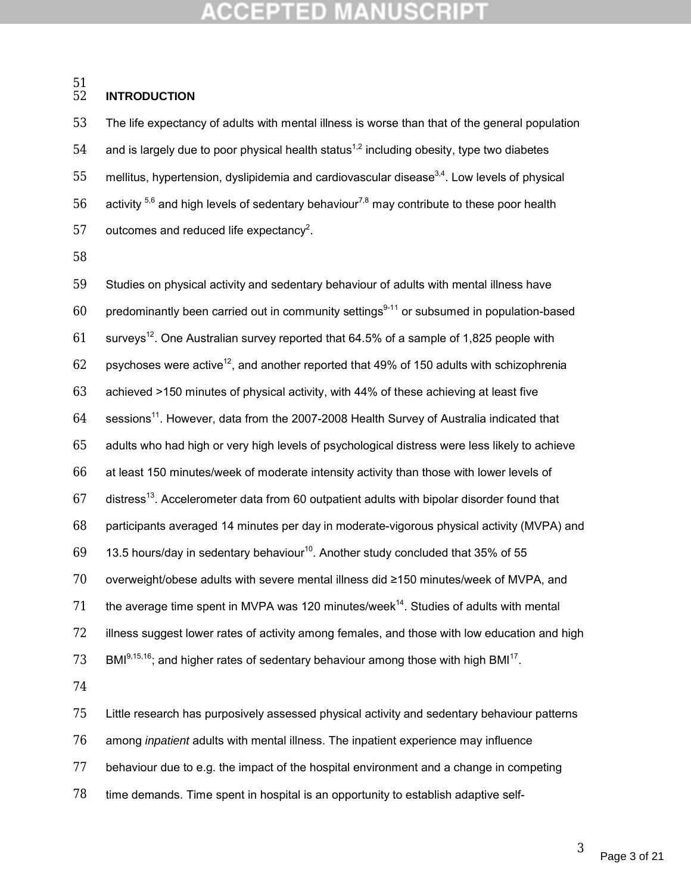## INTRODUCTION

The life expectancy of adults with mental illness is worse than that of the general population and is largely due to poor physical health status[1,2] including obesity, type two diabetes mellitus, hypertension, dyslipidemia and cardiovascular disease[3,4]. Low levels of physical activity [5,6] and high levels of sedentary behaviour[7,8] may contribute to these poor health outcomes and reduced life expectancy[2].

Studies on physical activity and sedentary behaviour of adults with mental illness have predominantly been carried out in community settings[9-11] or subsumed in population-based surveys[12]. One Australian survey reported that 64.5% of a sample of 1,825 people with psychoses were active[12], and another reported that 49% of 150 adults with schizophrenia achieved >150 minutes of physical activity, with 44% of these achieving at least five sessions[11]. However, data from the 2007-2008 Health Survey of Australia indicated that adults who had high or very high levels of psychological distress were less likely to achieve at least 150 minutes/week of moderate intensity activity than those with lower levels of distress[13]. Accelerometer data from 60 outpatient adults with bipolar disorder found that participants averaged 14 minutes per day in moderate-vigorous physical activity (MVPA) and 13.5 hours/day in sedentary behaviour[10]. Another study concluded that 35% of 55 overweight/obese adults with severe mental illness did ≥150 minutes/week of MVPA, and the average time spent in MVPA was 120 minutes/week[14]. Studies of adults with mental illness suggest lower rates of activity among females, and those with low education and high BMI[9,15,16]; and higher rates of sedentary behaviour among those with high BMI[17].

Little research has purposively assessed physical activity and sedentary behaviour patterns among *inpatient* adults with mental illness. The inpatient experience may influence behaviour due to e.g. the impact of the hospital environment and a change in competing time demands. Time spent in hospital is an opportunity to establish adaptive self-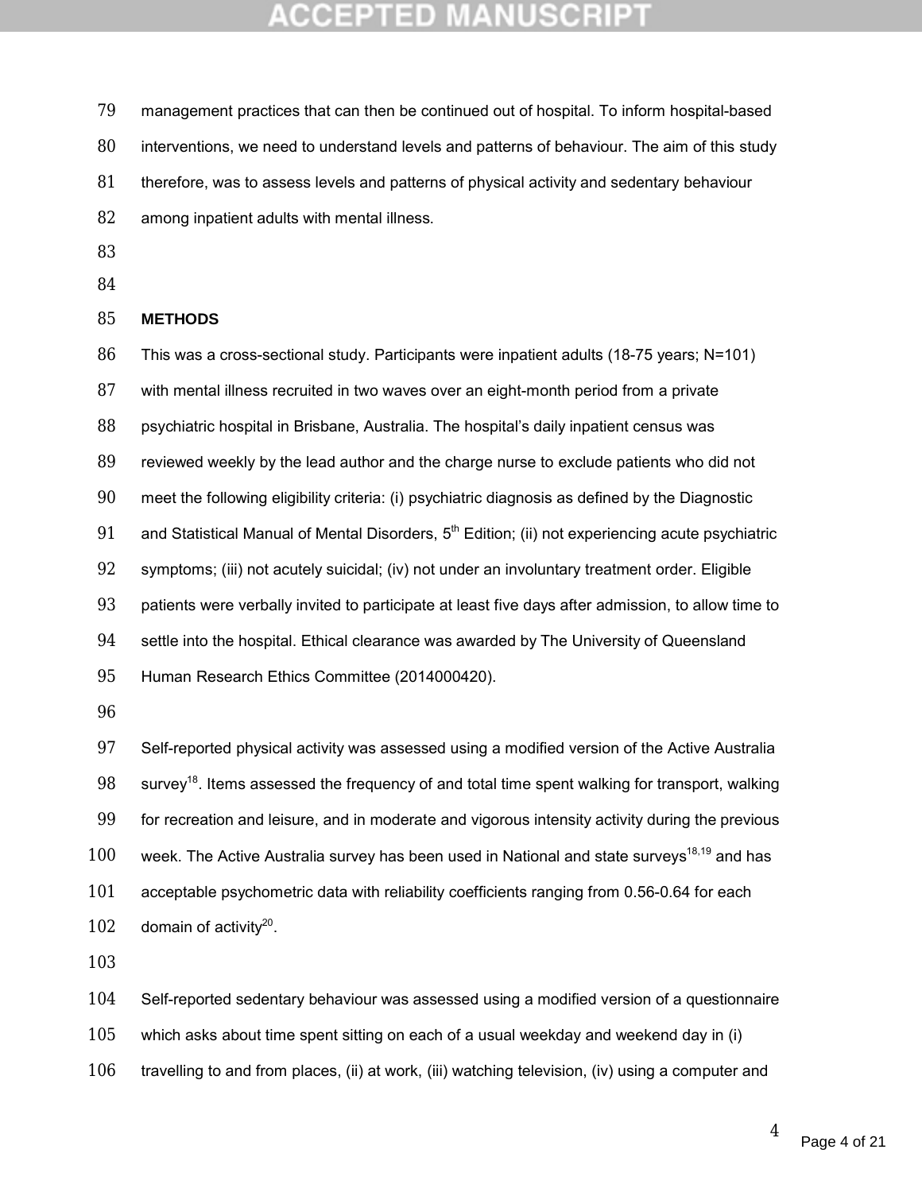management practices that can then be continued out of hospital. To inform hospital-based interventions, we need to understand levels and patterns of behaviour. The aim of this study therefore, was to assess levels and patterns of physical activity and sedentary behaviour among inpatient adults with mental illness.

## METHODS

This was a cross-sectional study. Participants were inpatient adults (18-75 years; N=101) with mental illness recruited in two waves over an eight-month period from a private psychiatric hospital in Brisbane, Australia. The hospital's daily inpatient census was reviewed weekly by the lead author and the charge nurse to exclude patients who did not meet the following eligibility criteria: (i) psychiatric diagnosis as defined by the Diagnostic and Statistical Manual of Mental Disorders, 5th Edition; (ii) not experiencing acute psychiatric symptoms; (iii) not acutely suicidal; (iv) not under an involuntary treatment order. Eligible patients were verbally invited to participate at least five days after admission, to allow time to settle into the hospital. Ethical clearance was awarded by The University of Queensland Human Research Ethics Committee (2014000420).

Self-reported physical activity was assessed using a modified version of the Active Australia survey[18]. Items assessed the frequency of and total time spent walking for transport, walking for recreation and leisure, and in moderate and vigorous intensity activity during the previous week. The Active Australia survey has been used in National and state surveys[18,19] and has acceptable psychometric data with reliability coefficients ranging from 0.56-0.64 for each domain of activity[20].

Self-reported sedentary behaviour was assessed using a modified version of a questionnaire which asks about time spent sitting on each of a usual weekday and weekend day in (i) travelling to and from places, (ii) at work, (iii) watching television, (iv) using a computer and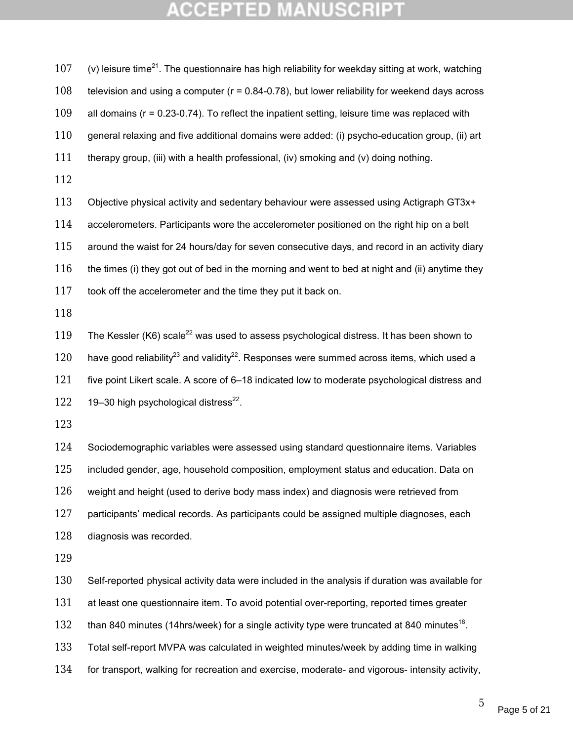(v) leisure time[21]. The questionnaire has high reliability for weekday sitting at work, watching television and using a computer (r = 0.84-0.78), but lower reliability for weekend days across all domains (r = 0.23-0.74). To reflect the inpatient setting, leisure time was replaced with general relaxing and five additional domains were added: (i) psycho-education group, (ii) art therapy group, (iii) with a health professional, (iv) smoking and (v) doing nothing.

Objective physical activity and sedentary behaviour were assessed using Actigraph GT3x+ accelerometers. Participants wore the accelerometer positioned on the right hip on a belt around the waist for 24 hours/day for seven consecutive days, and record in an activity diary the times (i) they got out of bed in the morning and went to bed at night and (ii) anytime they took off the accelerometer and the time they put it back on.

The Kessler (K6) scale[22] was used to assess psychological distress. It has been shown to have good reliability[23] and validity[22]. Responses were summed across items, which used a five point Likert scale. A score of 6–18 indicated low to moderate psychological distress and 19–30 high psychological distress[22].

Sociodemographic variables were assessed using standard questionnaire items. Variables included gender, age, household composition, employment status and education. Data on weight and height (used to derive body mass index) and diagnosis were retrieved from participants' medical records. As participants could be assigned multiple diagnoses, each diagnosis was recorded.

Self-reported physical activity data were included in the analysis if duration was available for at least one questionnaire item. To avoid potential over-reporting, reported times greater than 840 minutes (14hrs/week) for a single activity type were truncated at 840 minutes[18]. Total self-report MVPA was calculated in weighted minutes/week by adding time in walking for transport, walking for recreation and exercise, moderate- and vigorous- intensity activity,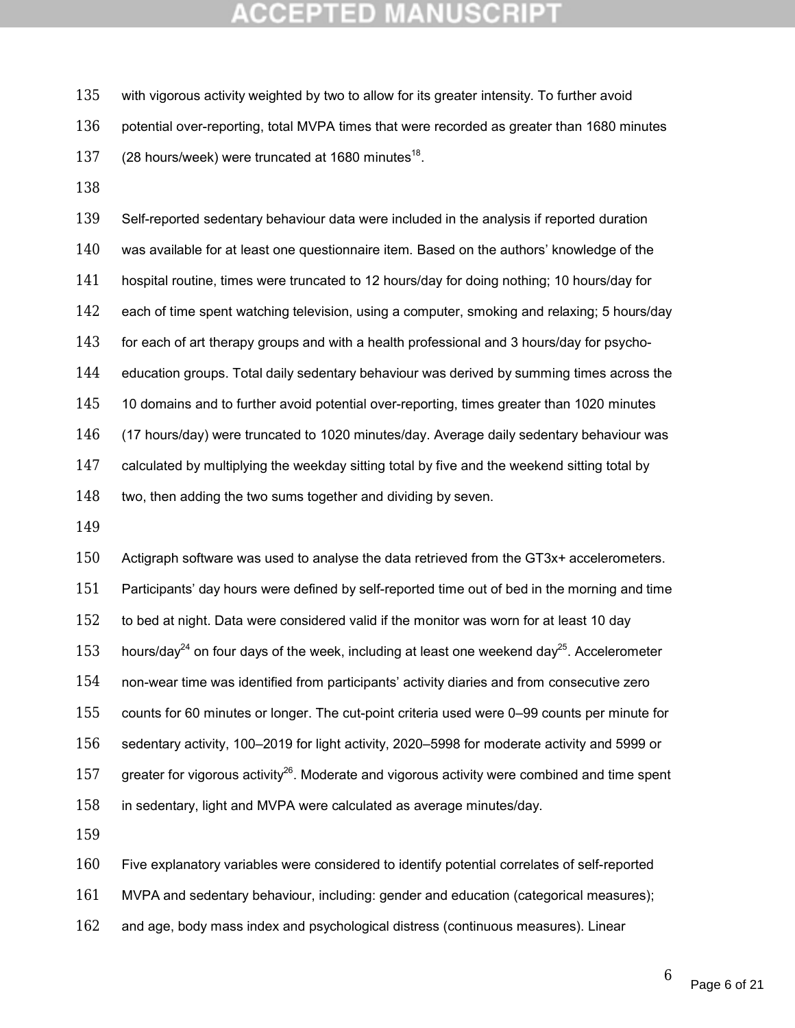with vigorous activity weighted by two to allow for its greater intensity. To further avoid potential over-reporting, total MVPA times that were recorded as greater than 1680 minutes (28 hours/week) were truncated at 1680 minutes[18].

Self-reported sedentary behaviour data were included in the analysis if reported duration was available for at least one questionnaire item. Based on the authors' knowledge of the hospital routine, times were truncated to 12 hours/day for doing nothing; 10 hours/day for each of time spent watching television, using a computer, smoking and relaxing; 5 hours/day for each of art therapy groups and with a health professional and 3 hours/day for psycho-education groups. Total daily sedentary behaviour was derived by summing times across the 10 domains and to further avoid potential over-reporting, times greater than 1020 minutes (17 hours/day) were truncated to 1020 minutes/day. Average daily sedentary behaviour was calculated by multiplying the weekday sitting total by five and the weekend sitting total by two, then adding the two sums together and dividing by seven.

Actigraph software was used to analyse the data retrieved from the GT3x+ accelerometers. Participants' day hours were defined by self-reported time out of bed in the morning and time to bed at night. Data were considered valid if the monitor was worn for at least 10 day hours/day[24] on four days of the week, including at least one weekend day[25]. Accelerometer non-wear time was identified from participants' activity diaries and from consecutive zero counts for 60 minutes or longer. The cut-point criteria used were 0–99 counts per minute for sedentary activity, 100–2019 for light activity, 2020–5998 for moderate activity and 5999 or greater for vigorous activity[26]. Moderate and vigorous activity were combined and time spent in sedentary, light and MVPA were calculated as average minutes/day.

Five explanatory variables were considered to identify potential correlates of self-reported MVPA and sedentary behaviour, including: gender and education (categorical measures); and age, body mass index and psychological distress (continuous measures). Linear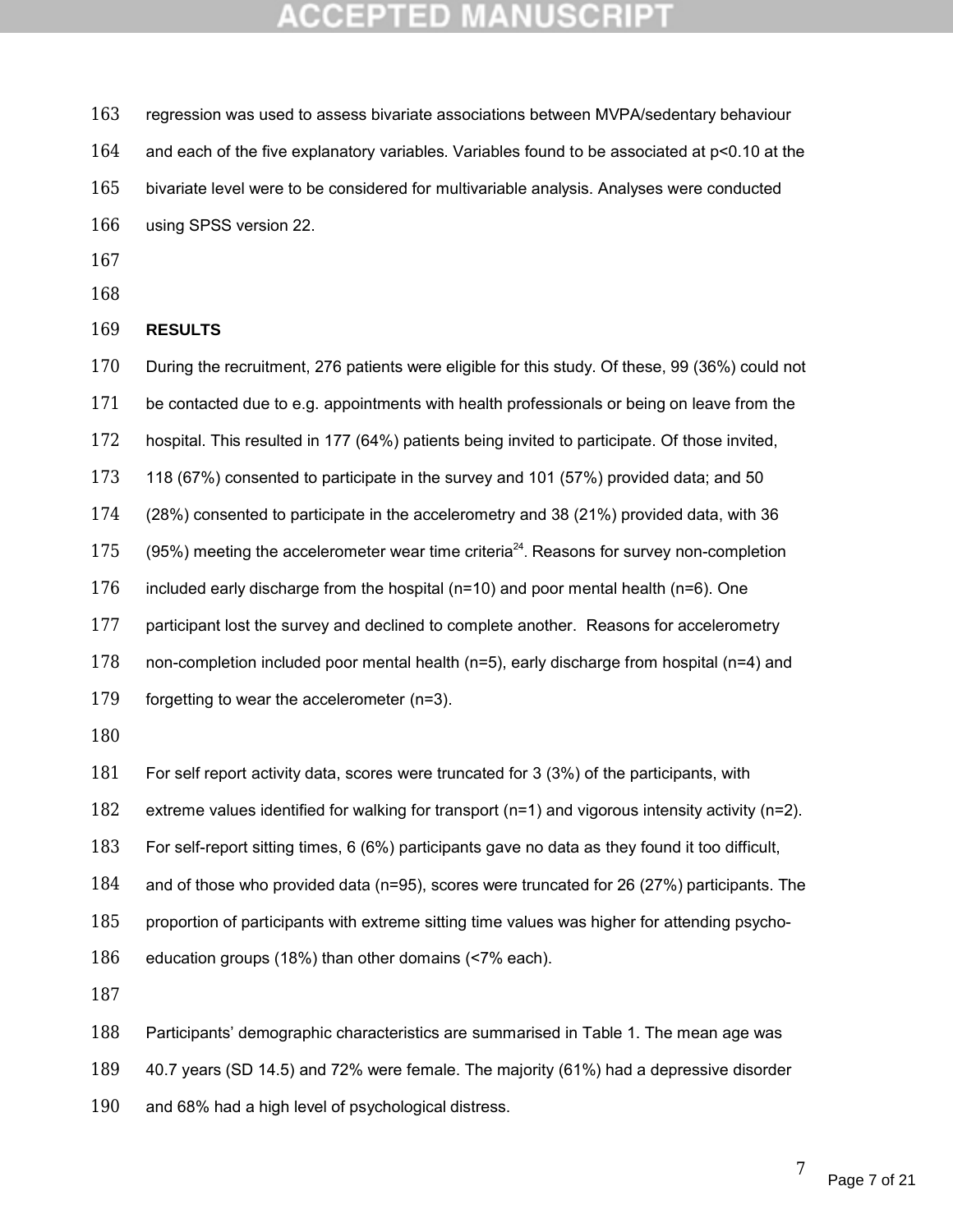regression was used to assess bivariate associations between MVPA/sedentary behaviour and each of the five explanatory variables. Variables found to be associated at $p<0.10$ at the bivariate level were to be considered for multivariable analysis. Analyses were conducted using SPSS version 22.

## RESULTS

During the recruitment, 276 patients were eligible for this study. Of these, 99 (36%) could not be contacted due to e.g. appointments with health professionals or being on leave from the hospital. This resulted in 177 (64%) patients being invited to participate. Of those invited, 118 (67%) consented to participate in the survey and 101 (57%) provided data; and 50 (28%) consented to participate in the accelerometry and 38 (21%) provided data, with 36 (95%) meeting the accelerometer wear time criteria[24]. Reasons for survey non-completion included early discharge from the hospital (n=10) and poor mental health (n=6). One participant lost the survey and declined to complete another. Reasons for accelerometry non-completion included poor mental health (n=5), early discharge from hospital (n=4) and forgetting to wear the accelerometer (n=3).

For self report activity data, scores were truncated for 3 (3%) of the participants, with extreme values identified for walking for transport (n=1) and vigorous intensity activity (n=2). For self-report sitting times, 6 (6%) participants gave no data as they found it too difficult, and of those who provided data (n=95), scores were truncated for 26 (27%) participants. The proportion of participants with extreme sitting time values was higher for attending psycho-education groups (18%) than other domains (<7% each).

Participants' demographic characteristics are summarised in Table 1. The mean age was 40.7 years (SD 14.5) and 72% were female. The majority (61%) had a depressive disorder and 68% had a high level of psychological distress.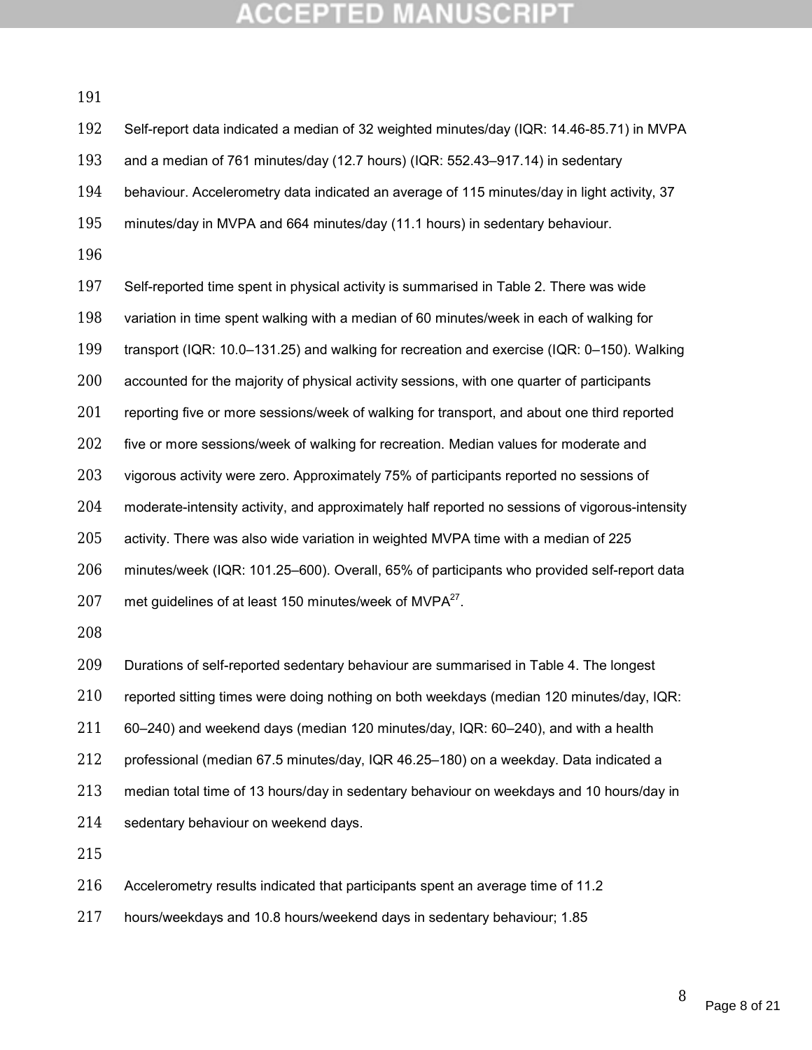Self-report data indicated a median of 32 weighted minutes/day (IQR: 14.46-85.71) in MVPA and a median of 761 minutes/day (12.7 hours) (IQR: 552.43–917.14) in sedentary behaviour. Accelerometry data indicated an average of 115 minutes/day in light activity, 37 minutes/day in MVPA and 664 minutes/day (11.1 hours) in sedentary behaviour.

Self-reported time spent in physical activity is summarised in Table 2. There was wide variation in time spent walking with a median of 60 minutes/week in each of walking for transport (IQR: 10.0–131.25) and walking for recreation and exercise (IQR: 0–150). Walking accounted for the majority of physical activity sessions, with one quarter of participants reporting five or more sessions/week of walking for transport, and about one third reported five or more sessions/week of walking for recreation. Median values for moderate and vigorous activity were zero. Approximately 75% of participants reported no sessions of moderate-intensity activity, and approximately half reported no sessions of vigorous-intensity activity. There was also wide variation in weighted MVPA time with a median of 225 minutes/week (IQR: 101.25–600). Overall, 65% of participants who provided self-report data met guidelines of at least 150 minutes/week of MVPA[27].

Durations of self-reported sedentary behaviour are summarised in Table 4. The longest reported sitting times were doing nothing on both weekdays (median 120 minutes/day, IQR: 60–240) and weekend days (median 120 minutes/day, IQR: 60–240), and with a health professional (median 67.5 minutes/day, IQR 46.25–180) on a weekday. Data indicated a median total time of 13 hours/day in sedentary behaviour on weekdays and 10 hours/day in sedentary behaviour on weekend days.

Accelerometry results indicated that participants spent an average time of 11.2 hours/weekdays and 10.8 hours/weekend days in sedentary behaviour; 1.85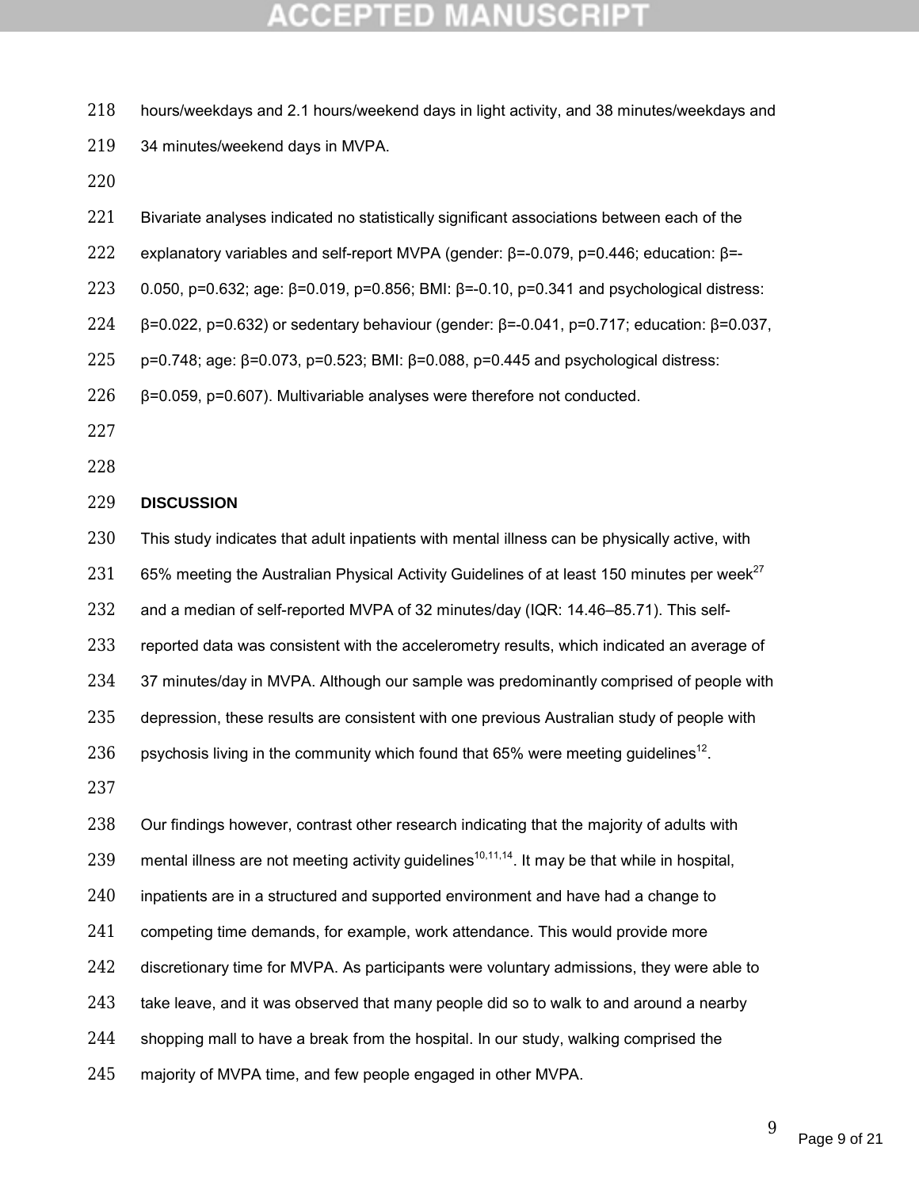hours/weekdays and 2.1 hours/weekend days in light activity, and 38 minutes/weekdays and 34 minutes/weekend days in MVPA.

Bivariate analyses indicated no statistically significant associations between each of the explanatory variables and self-report MVPA (gender: β=-0.079, p=0.446; education: β=-0.050, p=0.632; age: β=0.019, p=0.856; BMI: β=-0.10, p=0.341 and psychological distress: β=0.022, p=0.632) or sedentary behaviour (gender: β=-0.041, p=0.717; education: β=0.037, p=0.748; age: β=0.073, p=0.523; BMI: β=0.088, p=0.445 and psychological distress: β=0.059, p=0.607). Multivariable analyses were therefore not conducted.

## DISCUSSION

This study indicates that adult inpatients with mental illness can be physically active, with 65% meeting the Australian Physical Activity Guidelines of at least 150 minutes per week[27] and a median of self-reported MVPA of 32 minutes/day (IQR: 14.46–85.71). This self-reported data was consistent with the accelerometry results, which indicated an average of 37 minutes/day in MVPA. Although our sample was predominantly comprised of people with depression, these results are consistent with one previous Australian study of people with psychosis living in the community which found that 65% were meeting guidelines[12].

Our findings however, contrast other research indicating that the majority of adults with mental illness are not meeting activity guidelines[10,11,14]. It may be that while in hospital, inpatients are in a structured and supported environment and have had a change to competing time demands, for example, work attendance. This would provide more discretionary time for MVPA. As participants were voluntary admissions, they were able to take leave, and it was observed that many people did so to walk to and around a nearby shopping mall to have a break from the hospital. In our study, walking comprised the majority of MVPA time, and few people engaged in other MVPA.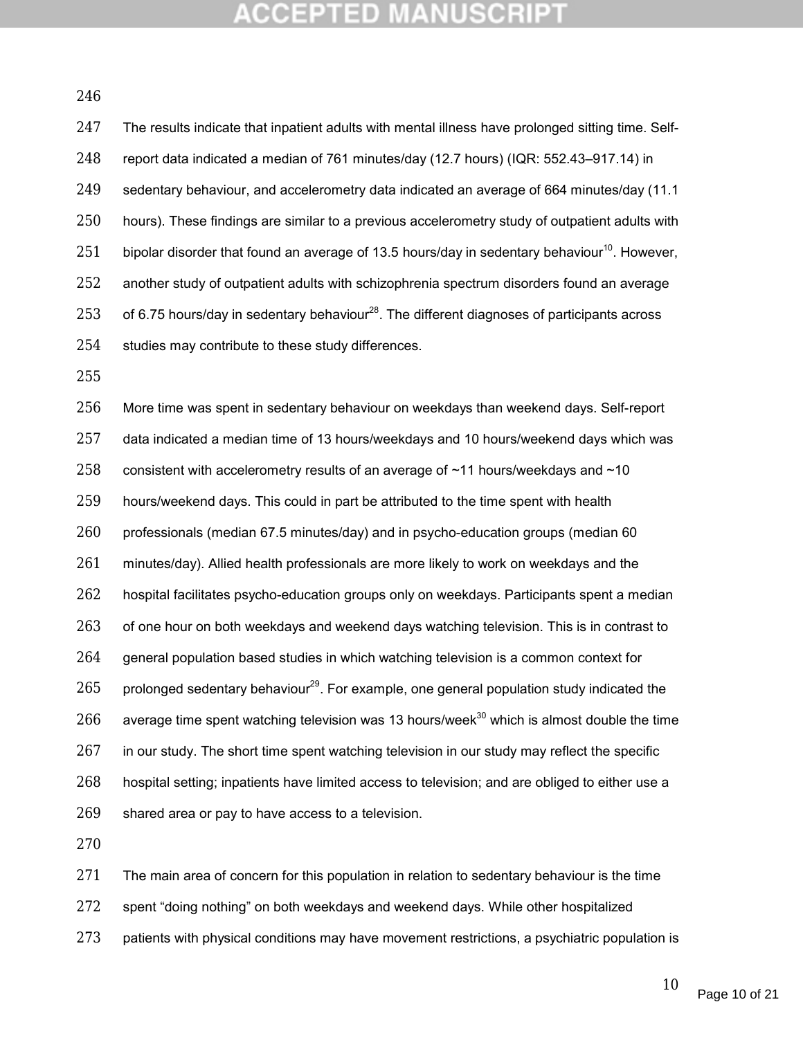The results indicate that inpatient adults with mental illness have prolonged sitting time. Self-report data indicated a median of 761 minutes/day (12.7 hours) (IQR: 552.43–917.14) in sedentary behaviour, and accelerometry data indicated an average of 664 minutes/day (11.1 hours). These findings are similar to a previous accelerometry study of outpatient adults with bipolar disorder that found an average of 13.5 hours/day in sedentary behaviour[10]. However, another study of outpatient adults with schizophrenia spectrum disorders found an average of 6.75 hours/day in sedentary behaviour[28]. The different diagnoses of participants across studies may contribute to these study differences.

More time was spent in sedentary behaviour on weekdays than weekend days. Self-report data indicated a median time of 13 hours/weekdays and 10 hours/weekend days which was consistent with accelerometry results of an average of ~11 hours/weekdays and ~10 hours/weekend days. This could in part be attributed to the time spent with health professionals (median 67.5 minutes/day) and in psycho-education groups (median 60 minutes/day). Allied health professionals are more likely to work on weekdays and the hospital facilitates psycho-education groups only on weekdays. Participants spent a median of one hour on both weekdays and weekend days watching television. This is in contrast to general population based studies in which watching television is a common context for prolonged sedentary behaviour[29]. For example, one general population study indicated the average time spent watching television was 13 hours/week[30] which is almost double the time in our study. The short time spent watching television in our study may reflect the specific hospital setting; inpatients have limited access to television; and are obliged to either use a shared area or pay to have access to a television.

The main area of concern for this population in relation to sedentary behaviour is the time spent "doing nothing" on both weekdays and weekend days. While other hospitalized patients with physical conditions may have movement restrictions, a psychiatric population is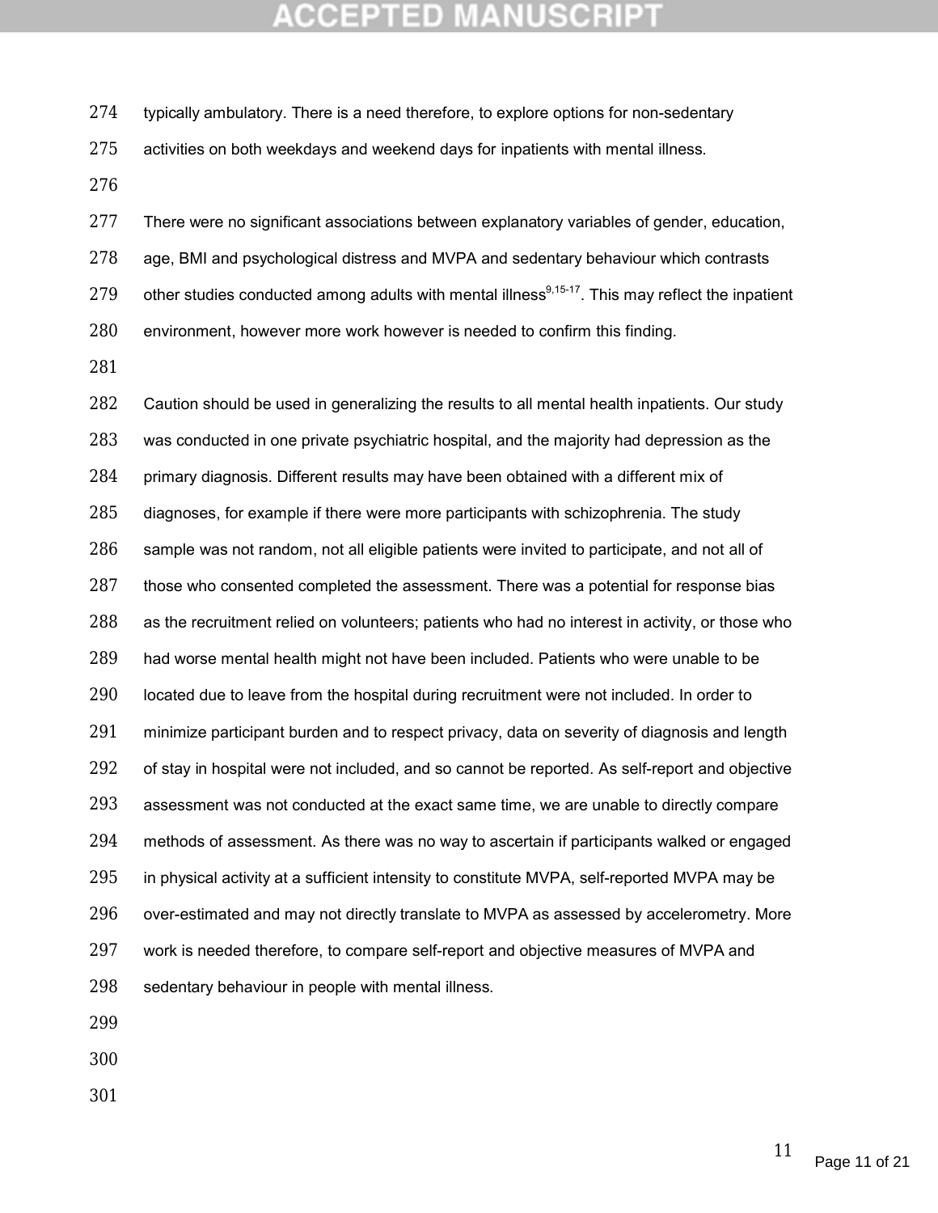typically ambulatory. There is a need therefore, to explore options for non-sedentary activities on both weekdays and weekend days for inpatients with mental illness.

There were no significant associations between explanatory variables of gender, education, age, BMI and psychological distress and MVPA and sedentary behaviour which contrasts other studies conducted among adults with mental illness[9,15-17]. This may reflect the inpatient environment, however more work however is needed to confirm this finding.

Caution should be used in generalizing the results to all mental health inpatients. Our study was conducted in one private psychiatric hospital, and the majority had depression as the primary diagnosis. Different results may have been obtained with a different mix of diagnoses, for example if there were more participants with schizophrenia. The study sample was not random, not all eligible patients were invited to participate, and not all of those who consented completed the assessment. There was a potential for response bias as the recruitment relied on volunteers; patients who had no interest in activity, or those who had worse mental health might not have been included. Patients who were unable to be located due to leave from the hospital during recruitment were not included. In order to minimize participant burden and to respect privacy, data on severity of diagnosis and length of stay in hospital were not included, and so cannot be reported. As self-report and objective assessment was not conducted at the exact same time, we are unable to directly compare methods of assessment. As there was no way to ascertain if participants walked or engaged in physical activity at a sufficient intensity to constitute MVPA, self-reported MVPA may be over-estimated and may not directly translate to MVPA as assessed by accelerometry. More work is needed therefore, to compare self-report and objective measures of MVPA and sedentary behaviour in people with mental illness.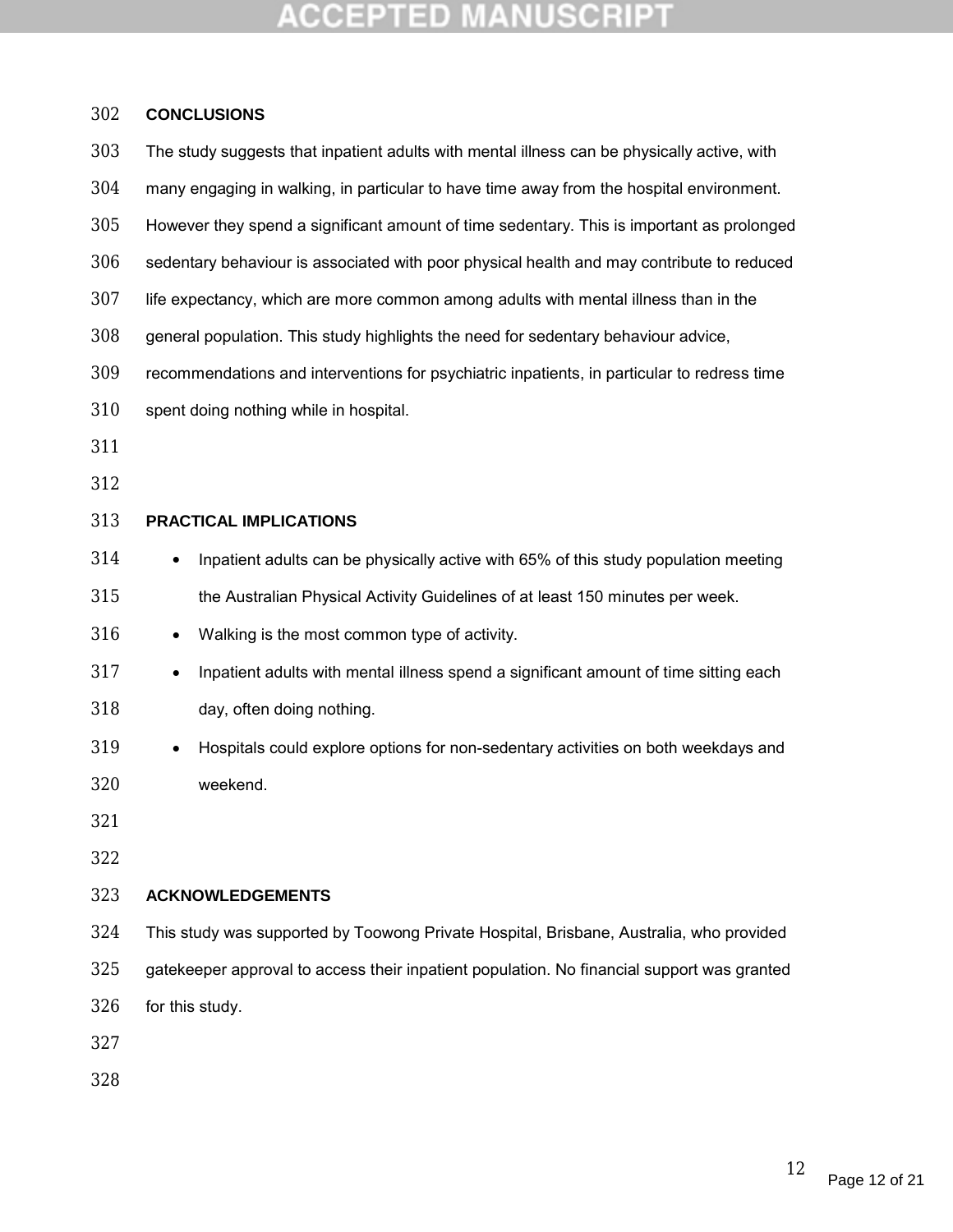## CONCLUSIONS

The study suggests that inpatient adults with mental illness can be physically active, with many engaging in walking, in particular to have time away from the hospital environment. However they spend a significant amount of time sedentary. This is important as prolonged sedentary behaviour is associated with poor physical health and may contribute to reduced life expectancy, which are more common among adults with mental illness than in the general population. This study highlights the need for sedentary behaviour advice, recommendations and interventions for psychiatric inpatients, in particular to redress time spent doing nothing while in hospital.

## PRACTICAL IMPLICATIONS

- Inpatient adults can be physically active with 65% of this study population meeting the Australian Physical Activity Guidelines of at least 150 minutes per week.
- Walking is the most common type of activity.
- Inpatient adults with mental illness spend a significant amount of time sitting each day, often doing nothing.
- Hospitals could explore options for non-sedentary activities on both weekdays and weekend.

## ACKNOWLEDGEMENTS

This study was supported by Toowong Private Hospital, Brisbane, Australia, who provided gatekeeper approval to access their inpatient population. No financial support was granted for this study.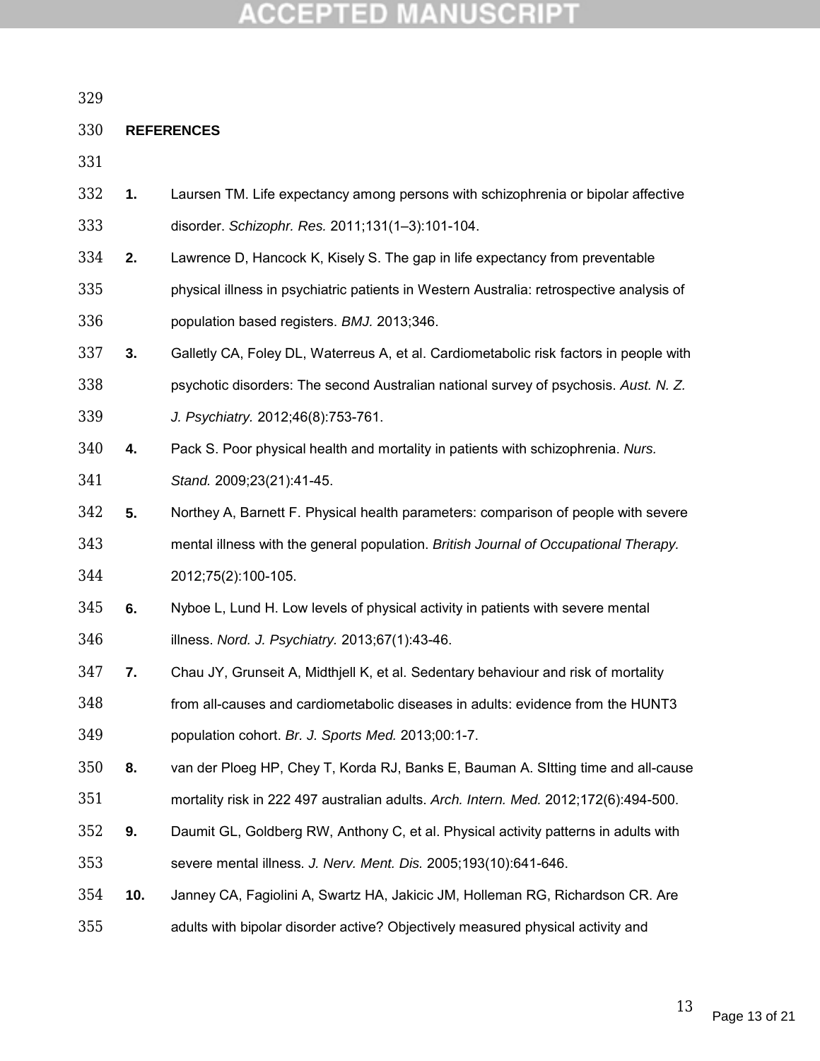## REFERENCES

1. Laursen TM. Life expectancy among persons with schizophrenia or bipolar affective disorder. *Schizophr. Res.* 2011;131(1–3):101-104.
2. Lawrence D, Hancock K, Kisely S. The gap in life expectancy from preventable physical illness in psychiatric patients in Western Australia: retrospective analysis of population based registers. *BMJ.* 2013;346.
3. Galletly CA, Foley DL, Waterreus A, et al. Cardiometabolic risk factors in people with psychotic disorders: The second Australian national survey of psychosis. *Aust. N. Z. J. Psychiatry.* 2012;46(8):753-761.
4. Pack S. Poor physical health and mortality in patients with schizophrenia. *Nurs. Stand.* 2009;23(21):41-45.
5. Northey A, Barnett F. Physical health parameters: comparison of people with severe mental illness with the general population. *British Journal of Occupational Therapy.* 2012;75(2):100-105.
6. Nyboe L, Lund H. Low levels of physical activity in patients with severe mental illness. *Nord. J. Psychiatry.* 2013;67(1):43-46.
7. Chau JY, Grunseit A, Midthjell K, et al. Sedentary behaviour and risk of mortality from all-causes and cardiometabolic diseases in adults: evidence from the HUNT3 population cohort. *Br. J. Sports Med.* 2013;00:1-7.
8. van der Ploeg HP, Chey T, Korda RJ, Banks E, Bauman A. SItting time and all-cause mortality risk in 222 497 australian adults. *Arch. Intern. Med.* 2012;172(6):494-500.
9. Daumit GL, Goldberg RW, Anthony C, et al. Physical activity patterns in adults with severe mental illness. *J. Nerv. Ment. Dis.* 2005;193(10):641-646.
10. Janney CA, Fagiolini A, Swartz HA, Jakicic JM, Holleman RG, Richardson CR. Are adults with bipolar disorder active? Objectively measured physical activity and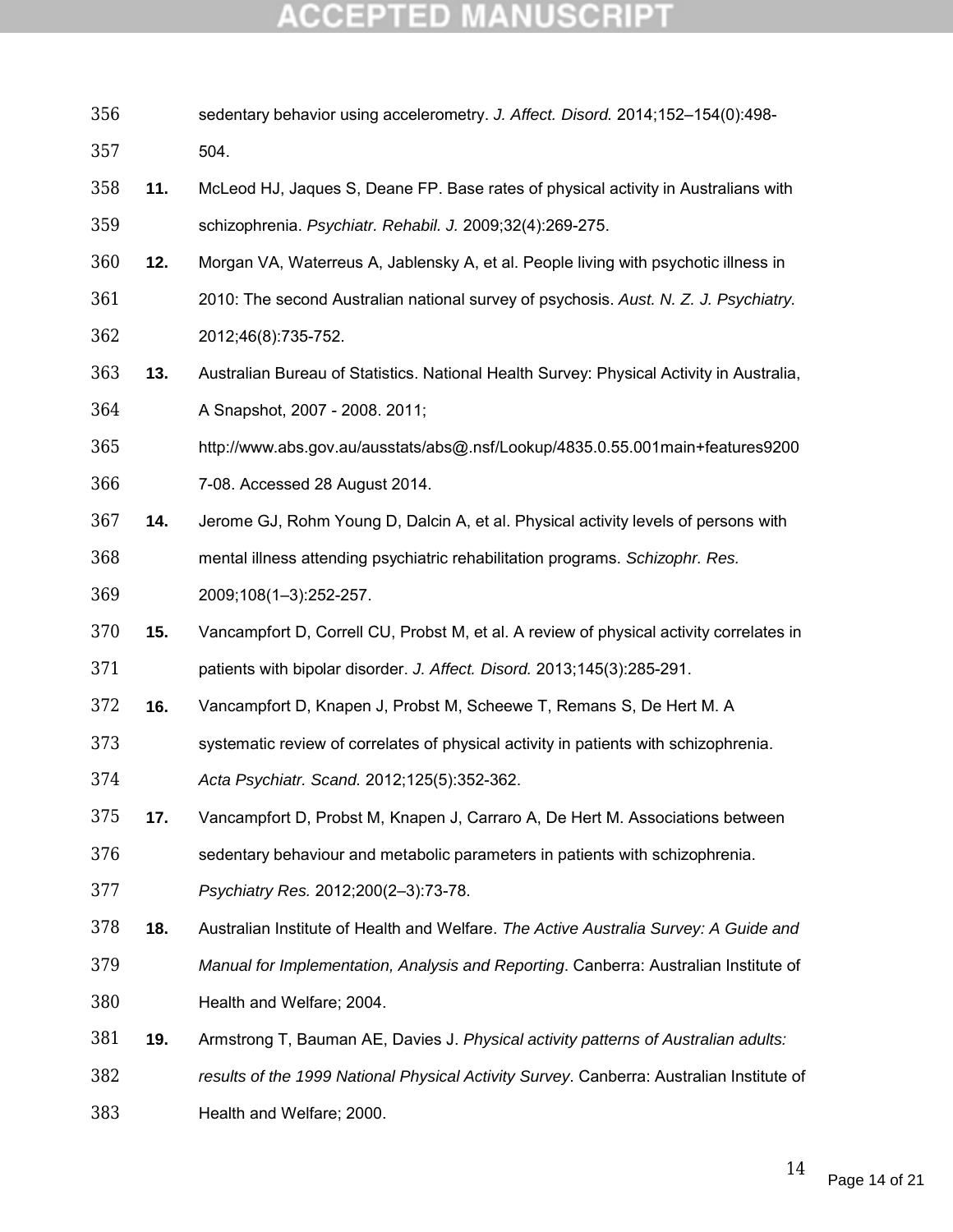sedentary behavior using accelerometry. *J. Affect. Disord.* 2014;152–154(0):498-504.

11. McLeod HJ, Jaques S, Deane FP. Base rates of physical activity in Australians with schizophrenia. *Psychiatr. Rehabil. J.* 2009;32(4):269-275.
12. Morgan VA, Waterreus A, Jablensky A, et al. People living with psychotic illness in 2010: The second Australian national survey of psychosis. *Aust. N. Z. J. Psychiatry.* 2012;46(8):735-752.
13. Australian Bureau of Statistics. National Health Survey: Physical Activity in Australia, A Snapshot, 2007 - 2008. 2011; http://www.abs.gov.au/ausstats/abs@.nsf/Lookup/4835.0.55.001main+features92007-08. Accessed 28 August 2014.
14. Jerome GJ, Rohm Young D, Dalcin A, et al. Physical activity levels of persons with mental illness attending psychiatric rehabilitation programs. *Schizophr. Res.* 2009;108(1–3):252-257.
15. Vancampfort D, Correll CU, Probst M, et al. A review of physical activity correlates in patients with bipolar disorder. *J. Affect. Disord.* 2013;145(3):285-291.
16. Vancampfort D, Knapen J, Probst M, Scheewe T, Remans S, De Hert M. A systematic review of correlates of physical activity in patients with schizophrenia. *Acta Psychiatr. Scand.* 2012;125(5):352-362.
17. Vancampfort D, Probst M, Knapen J, Carraro A, De Hert M. Associations between sedentary behaviour and metabolic parameters in patients with schizophrenia. *Psychiatry Res.* 2012;200(2–3):73-78.
18. Australian Institute of Health and Welfare. *The Active Australia Survey: A Guide and Manual for Implementation, Analysis and Reporting*. Canberra: Australian Institute of Health and Welfare; 2004.
19. Armstrong T, Bauman AE, Davies J. *Physical activity patterns of Australian adults: results of the 1999 National Physical Activity Survey*. Canberra: Australian Institute of Health and Welfare; 2000.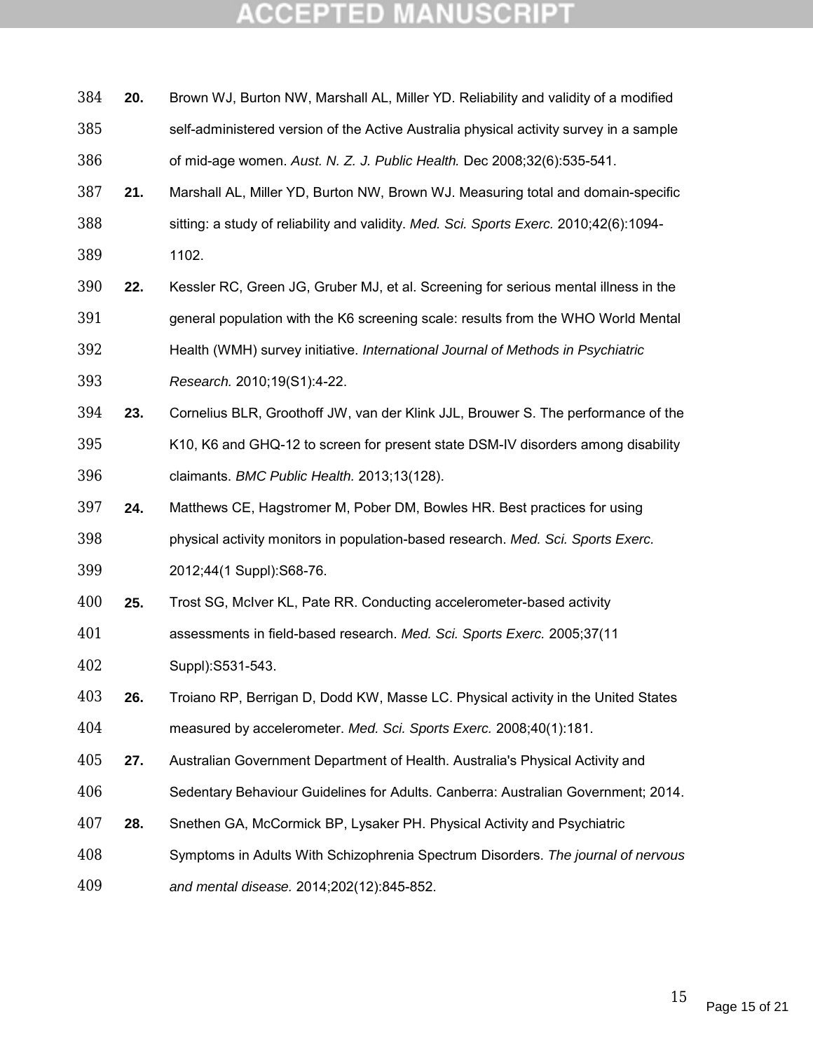20. Brown WJ, Burton NW, Marshall AL, Miller YD. Reliability and validity of a modified self-administered version of the Active Australia physical activity survey in a sample of mid-age women. *Aust. N. Z. J. Public Health.* Dec 2008;32(6):535-541.

21. Marshall AL, Miller YD, Burton NW, Brown WJ. Measuring total and domain-specific sitting: a study of reliability and validity. *Med. Sci. Sports Exerc.* 2010;42(6):1094-1102.

22. Kessler RC, Green JG, Gruber MJ, et al. Screening for serious mental illness in the general population with the K6 screening scale: results from the WHO World Mental Health (WMH) survey initiative. *International Journal of Methods in Psychiatric Research.* 2010;19(S1):4-22.

23. Cornelius BLR, Groothoff JW, van der Klink JJL, Brouwer S. The performance of the K10, K6 and GHQ-12 to screen for present state DSM-IV disorders among disability claimants. *BMC Public Health.* 2013;13(128).

24. Matthews CE, Hagstromer M, Pober DM, Bowles HR. Best practices for using physical activity monitors in population-based research. *Med. Sci. Sports Exerc.* 2012;44(1 Suppl):S68-76.

25. Trost SG, McIver KL, Pate RR. Conducting accelerometer-based activity assessments in field-based research. *Med. Sci. Sports Exerc.* 2005;37(11 Suppl):S531-543.

26. Troiano RP, Berrigan D, Dodd KW, Masse LC. Physical activity in the United States measured by accelerometer. *Med. Sci. Sports Exerc.* 2008;40(1):181.

27. Australian Government Department of Health. Australia's Physical Activity and Sedentary Behaviour Guidelines for Adults. Canberra: Australian Government; 2014.

28. Snethen GA, McCormick BP, Lysaker PH. Physical Activity and Psychiatric Symptoms in Adults With Schizophrenia Spectrum Disorders. *The journal of nervous and mental disease.* 2014;202(12):845-852.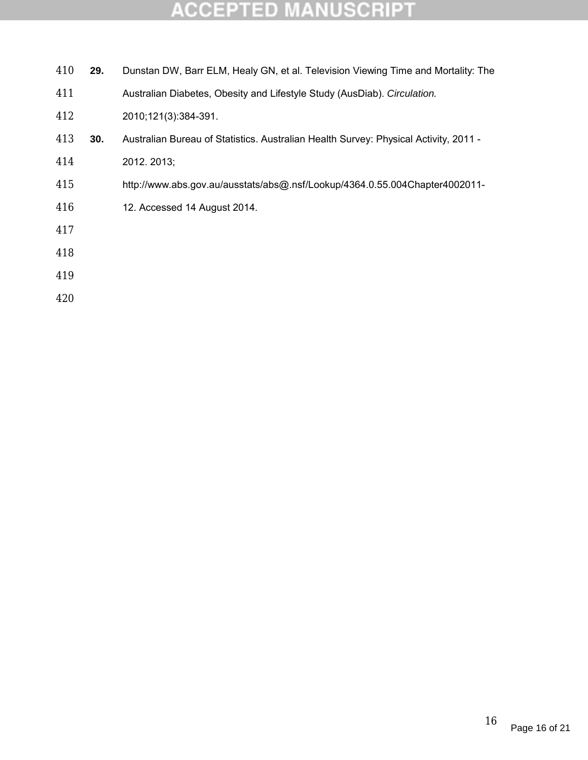29. Dunstan DW, Barr ELM, Healy GN, et al. Television Viewing Time and Mortality: The Australian Diabetes, Obesity and Lifestyle Study (AusDiab). *Circulation.* 2010;121(3):384-391.

30. Australian Bureau of Statistics. Australian Health Survey: Physical Activity, 2011 - 2012. 2013; http://www.abs.gov.au/ausstats/abs@.nsf/Lookup/4364.0.55.004Chapter4002011-12. Accessed 14 August 2014.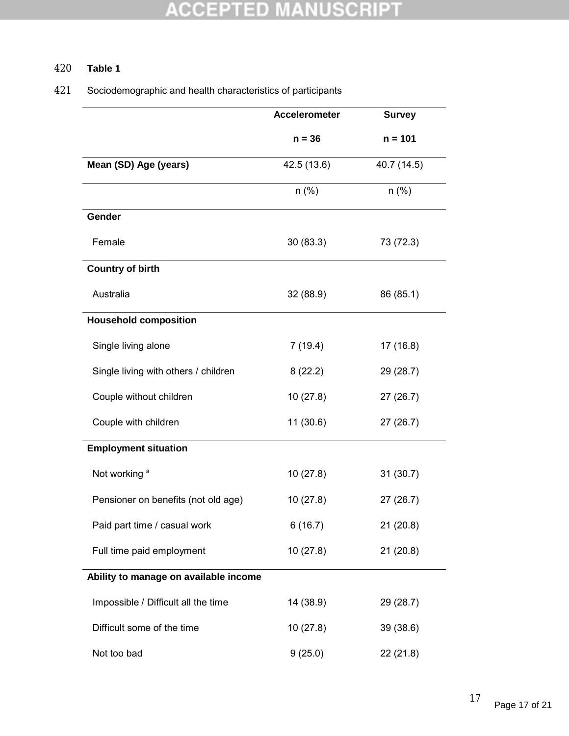**Table 1**

Sociodemographic and health characteristics of participants

| | Accelerometer n = 36 | Survey n = 101 |
|---|---|---|
| **Mean (SD) Age (years)** | 42.5 (13.6) | 40.7 (14.5) |
| | n (%) | n (%) |
| **Gender** | | |
| Female | 30 (83.3) | 73 (72.3) |
| **Country of birth** | | |
| Australia | 32 (88.9) | 86 (85.1) |
| **Household composition** | | |
| Single living alone | 7 (19.4) | 17 (16.8) |
| Single living with others / children | 8 (22.2) | 29 (28.7) |
| Couple without children | 10 (27.8) | 27 (26.7) |
| Couple with children | 11 (30.6) | 27 (26.7) |
| **Employment situation** | | |
| Not working [a] | 10 (27.8) | 31 (30.7) |
| Pensioner on benefits (not old age) | 10 (27.8) | 27 (26.7) |
| Paid part time / casual work | 6 (16.7) | 21 (20.8) |
| Full time paid employment | 10 (27.8) | 21 (20.8) |
| **Ability to manage on available income** | | |
| Impossible / Difficult all the time | 14 (38.9) | 29 (28.7) |
| Difficult some of the time | 10 (27.8) | 39 (38.6) |
| Not too bad | 9 (25.0) | 22 (21.8) |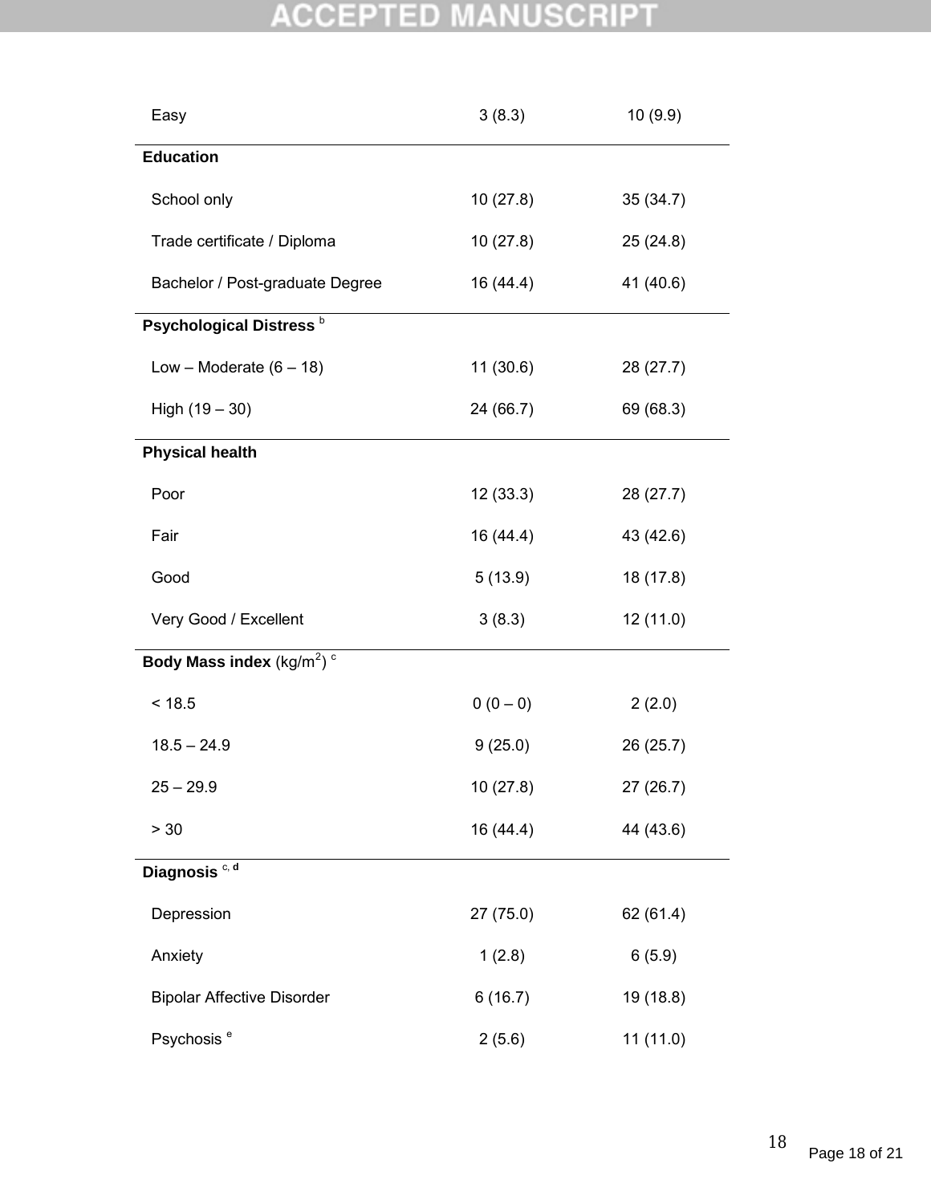| | | |
|---|---|---|
| Easy | 3 (8.3) | 10 (9.9) |
| **Education** | | |
| School only | 10 (27.8) | 35 (34.7) |
| Trade certificate / Diploma | 10 (27.8) | 25 (24.8) |
| Bachelor / Post-graduate Degree | 16 (44.4) | 41 (40.6) |
| **Psychological Distress** [b] | | |
| Low – Moderate (6 – 18) | 11 (30.6) | 28 (27.7) |
| High (19 – 30) | 24 (66.7) | 69 (68.3) |
| **Physical health** | | |
| Poor | 12 (33.3) | 28 (27.7) |
| Fair | 16 (44.4) | 43 (42.6) |
| Good | 5 (13.9) | 18 (17.8) |
| Very Good / Excellent | 3 (8.3) | 12 (11.0) |
| **Body Mass index** ($kg/m^2$) [c] | | |
| < 18.5 | 0 (0 – 0) | 2 (2.0) |
| 18.5 – 24.9 | 9 (25.0) | 26 (25.7) |
| 25 – 29.9 | 10 (27.8) | 27 (26.7) |
| > 30 | 16 (44.4) | 44 (43.6) |
| **Diagnosis** [c, d] | | |
| Depression | 27 (75.0) | 62 (61.4) |
| Anxiety | 1 (2.8) | 6 (5.9) |
| Bipolar Affective Disorder | 6 (16.7) | 19 (18.8) |
| Psychosis [e] | 2 (5.6) | 11 (11.0) |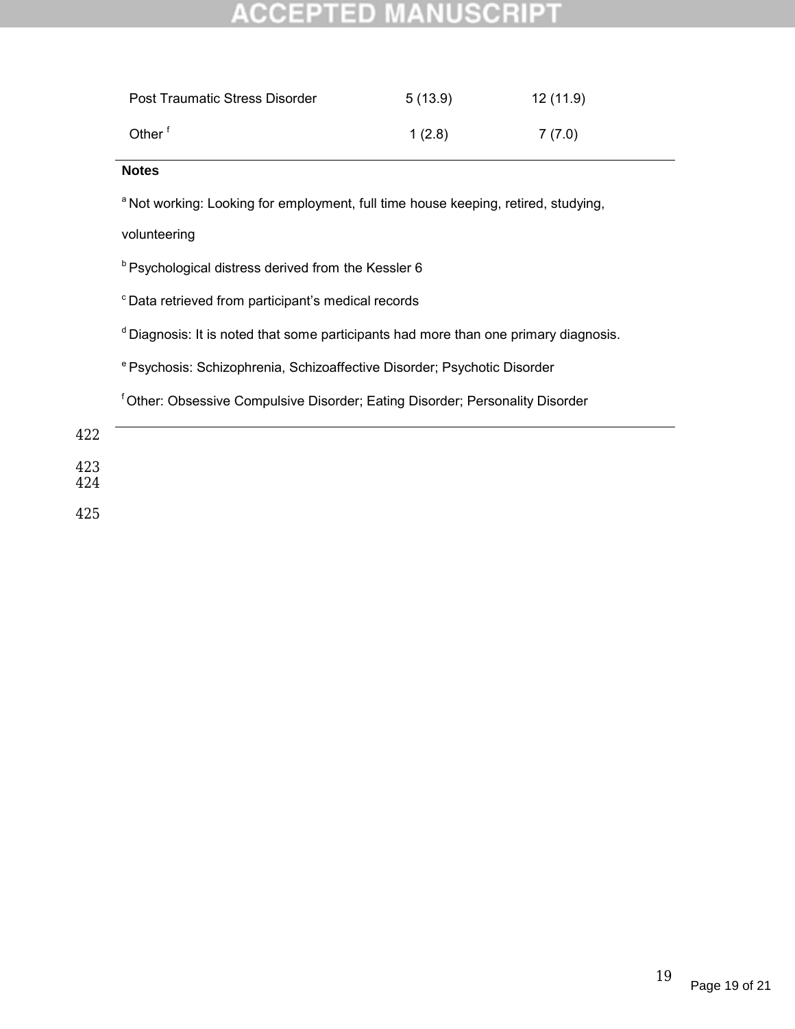| | | |
|---|---|---|
| Post Traumatic Stress Disorder | 5 (13.9) | 12 (11.9) |
| Other [f] | 1 (2.8) | 7 (7.0) |

**Notes**

[a] Not working: Looking for employment, full time house keeping, retired, studying, volunteering

[b] Psychological distress derived from the Kessler 6

[c] Data retrieved from participant's medical records

[d] Diagnosis: It is noted that some participants had more than one primary diagnosis.

[e] Psychosis: Schizophrenia, Schizoaffective Disorder; Psychotic Disorder

[f] Other: Obsessive Compulsive Disorder; Eating Disorder; Personality Disorder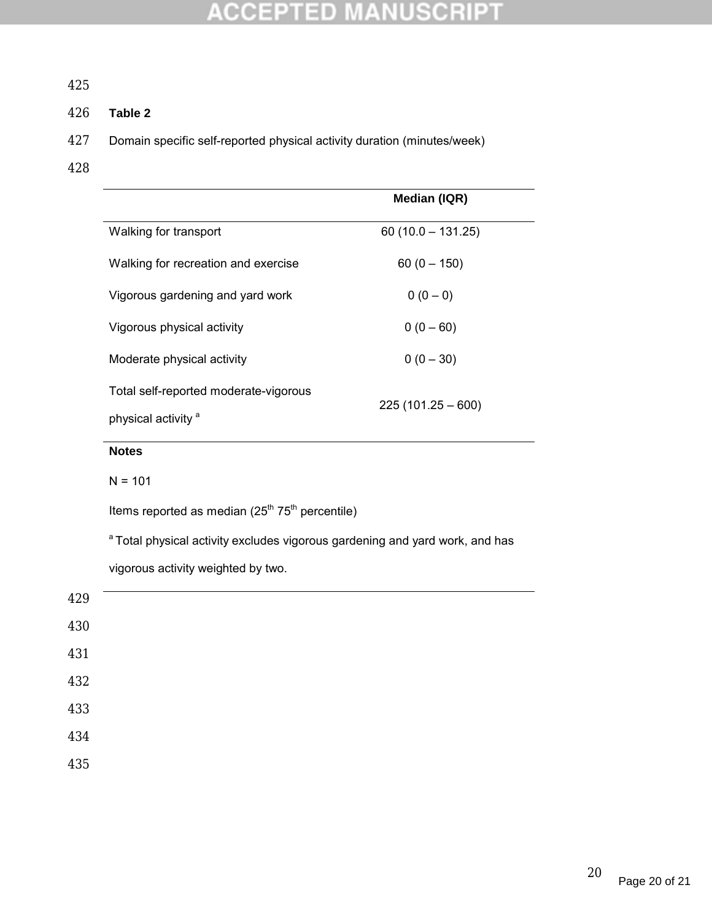**Table 2**

Domain specific self-reported physical activity duration (minutes/week)

| | Median (IQR) |
|---|---|
| Walking for transport | 60 (10.0 – 131.25) |
| Walking for recreation and exercise | 60 (0 – 150) |
| Vigorous gardening and yard work | 0 (0 – 0) |
| Vigorous physical activity | 0 (0 – 60) |
| Moderate physical activity | 0 (0 – 30) |
| Total self-reported moderate-vigorous physical activity [a] | 225 (101.25 – 600) |

**Notes**

N = 101

Items reported as median ($25^{th}$ $75^{th}$ percentile)

[a] Total physical activity excludes vigorous gardening and yard work, and has vigorous activity weighted by two.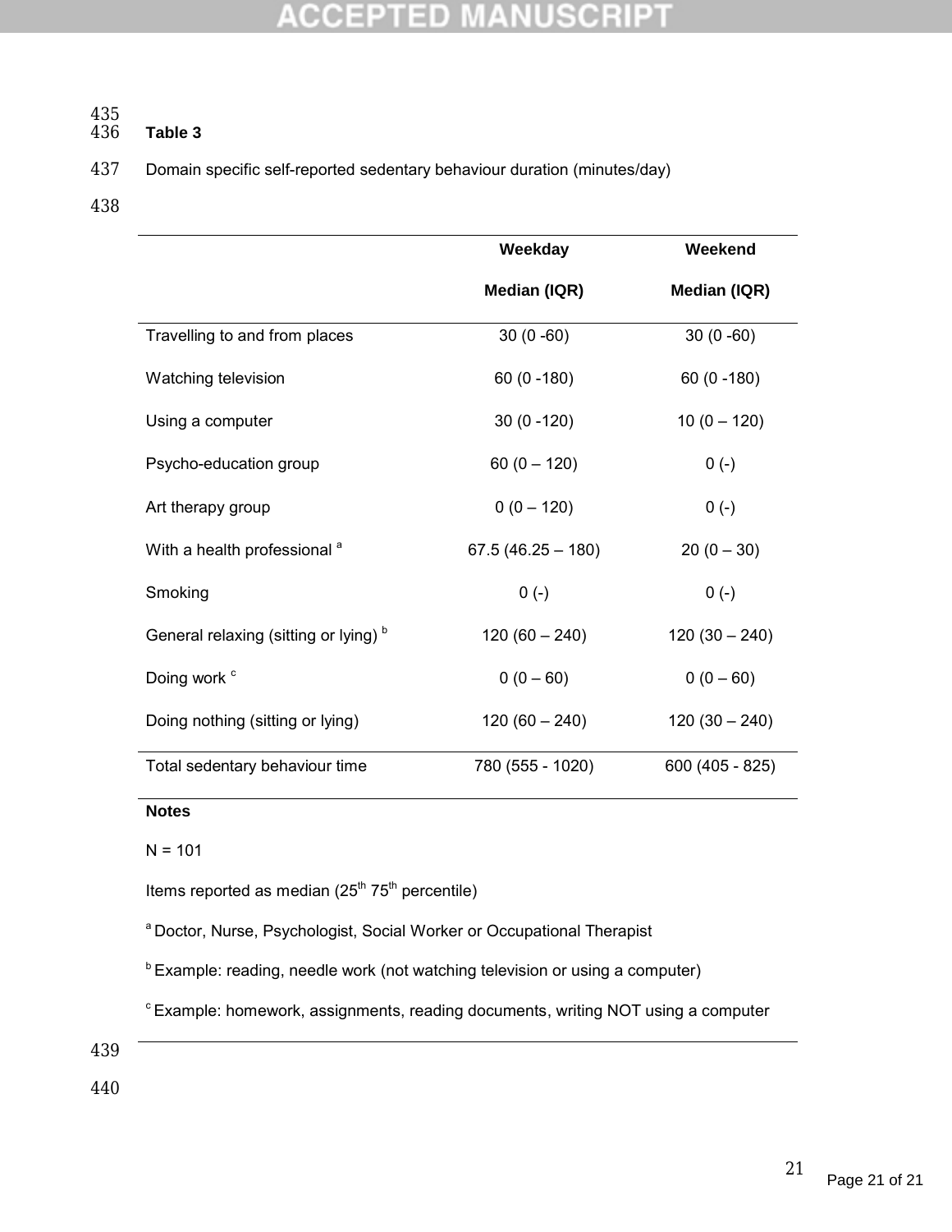**Table 3**

Domain specific self-reported sedentary behaviour duration (minutes/day)

| | Weekday Median (IQR) | Weekend Median (IQR) |
|---|---|---|
| Travelling to and from places | 30 (0 -60) | 30 (0 -60) |
| Watching television | 60 (0 -180) | 60 (0 -180) |
| Using a computer | 30 (0 -120) | 10 (0 – 120) |
| Psycho-education group | 60 (0 – 120) | 0 (-) |
| Art therapy group | 0 (0 – 120) | 0 (-) |
| With a health professional [a] | 67.5 (46.25 – 180) | 20 (0 – 30) |
| Smoking | 0 (-) | 0 (-) |
| General relaxing (sitting or lying) [b] | 120 (60 – 240) | 120 (30 – 240) |
| Doing work [c] | 0 (0 – 60) | 0 (0 – 60) |
| Doing nothing (sitting or lying) | 120 (60 – 240) | 120 (30 – 240) |
| Total sedentary behaviour time | 780 (555 - 1020) | 600 (405 - 825) |

**Notes**

N = 101

Items reported as median ($25^{th}$ $75^{th}$ percentile)

[a] Doctor, Nurse, Psychologist, Social Worker or Occupational Therapist

[b] Example: reading, needle work (not watching television or using a computer)

[c] Example: homework, assignments, reading documents, writing NOT using a computer